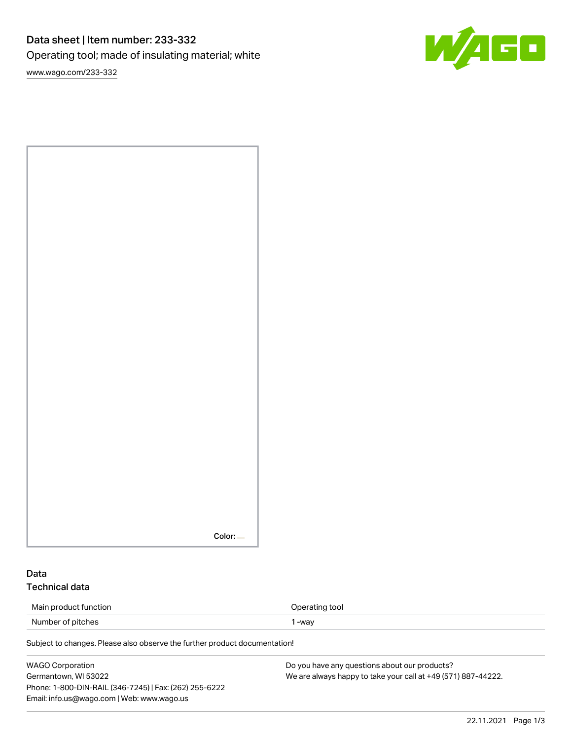# Data sheet | Item number: 233-332

Operating tool; made of insulating material; white

www.wago.com/233-332

Color:

## Data

### Technical data

| Main product function | Operating tool |
| --- | --- |
| Number of pitches | 1 -way |

Subject to changes. Please also observe the further product documentation!

WAGO Corporation
Germantown, WI 53022
Phone: 1-800-DIN-RAIL (346-7245) | Fax: (262) 255-6222
Email: info.us@wago.com | Web: www.wago.us

Do you have any questions about our products?
We are always happy to take your call at +49 (571) 887-44222.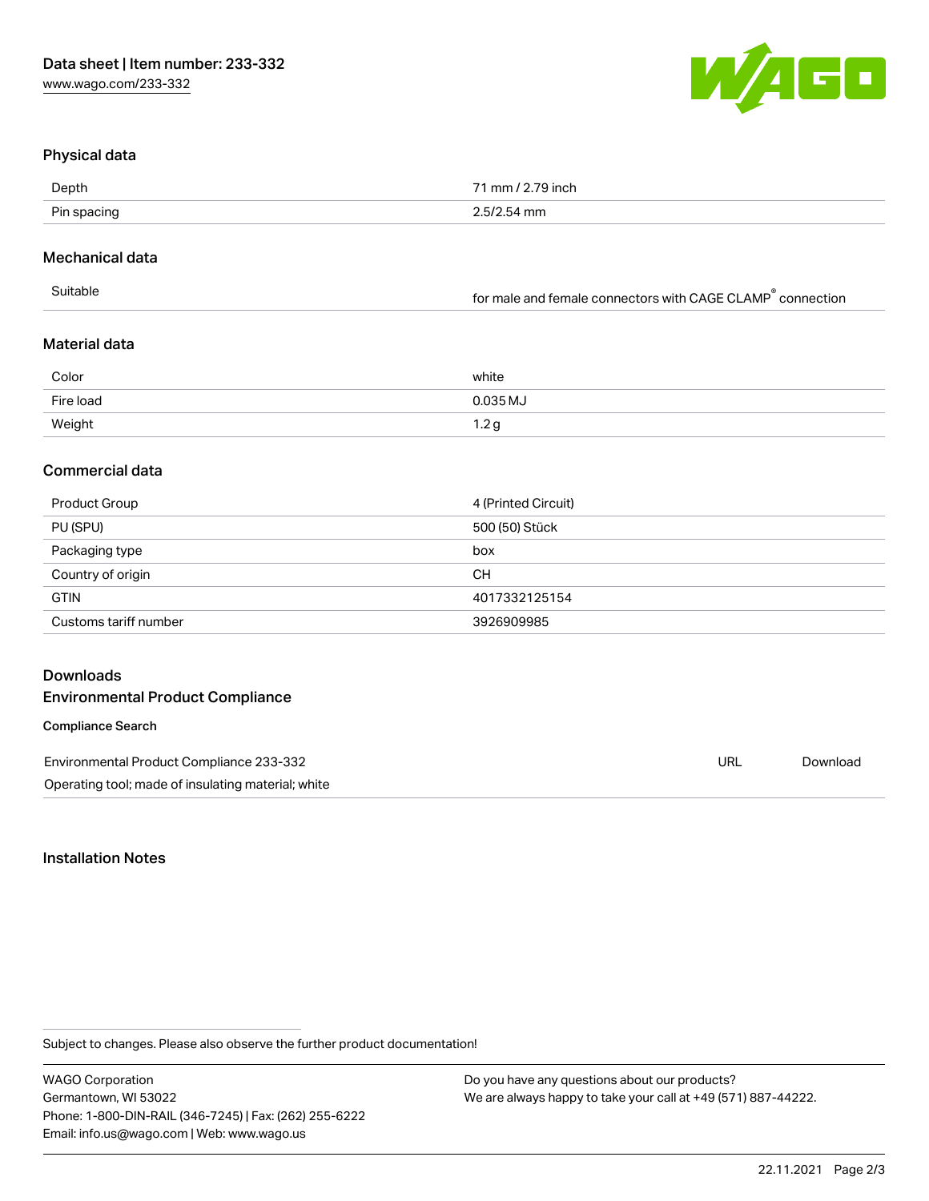## Physical data

| | |
|---|---|
| Depth | 71 mm / 2.79 inch |
| Pin spacing | 2.5/2.54 mm |

## Mechanical data

| | |
|---|---|
| Suitable | for male and female connectors with CAGE CLAMP® connection |

## Material data

| | |
|---|---|
| Color | white |
| Fire load | 0.035 MJ |
| Weight | 1.2 g |

## Commercial data

| | |
|---|---|
| Product Group | 4 (Printed Circuit) |
| PU (SPU) | 500 (50) Stück |
| Packaging type | box |
| Country of origin | CH |
| GTIN | 4017332125154 |
| Customs tariff number | 3926909985 |

## Downloads

## Environmental Product Compliance

### Compliance Search

| | | |
|---|---|---|
| Environmental Product Compliance 233-332<br>Operating tool; made of insulating material; white | URL | Download |

## Installation Notes

Subject to changes. Please also observe the further product documentation!

WAGO Corporation
Germantown, WI 53022
Phone: 1-800-DIN-RAIL (346-7245) | Fax: (262) 255-6222
Email: info.us@wago.com | Web: www.wago.us

Do you have any questions about our products?
We are always happy to take your call at +49 (571) 887-44222.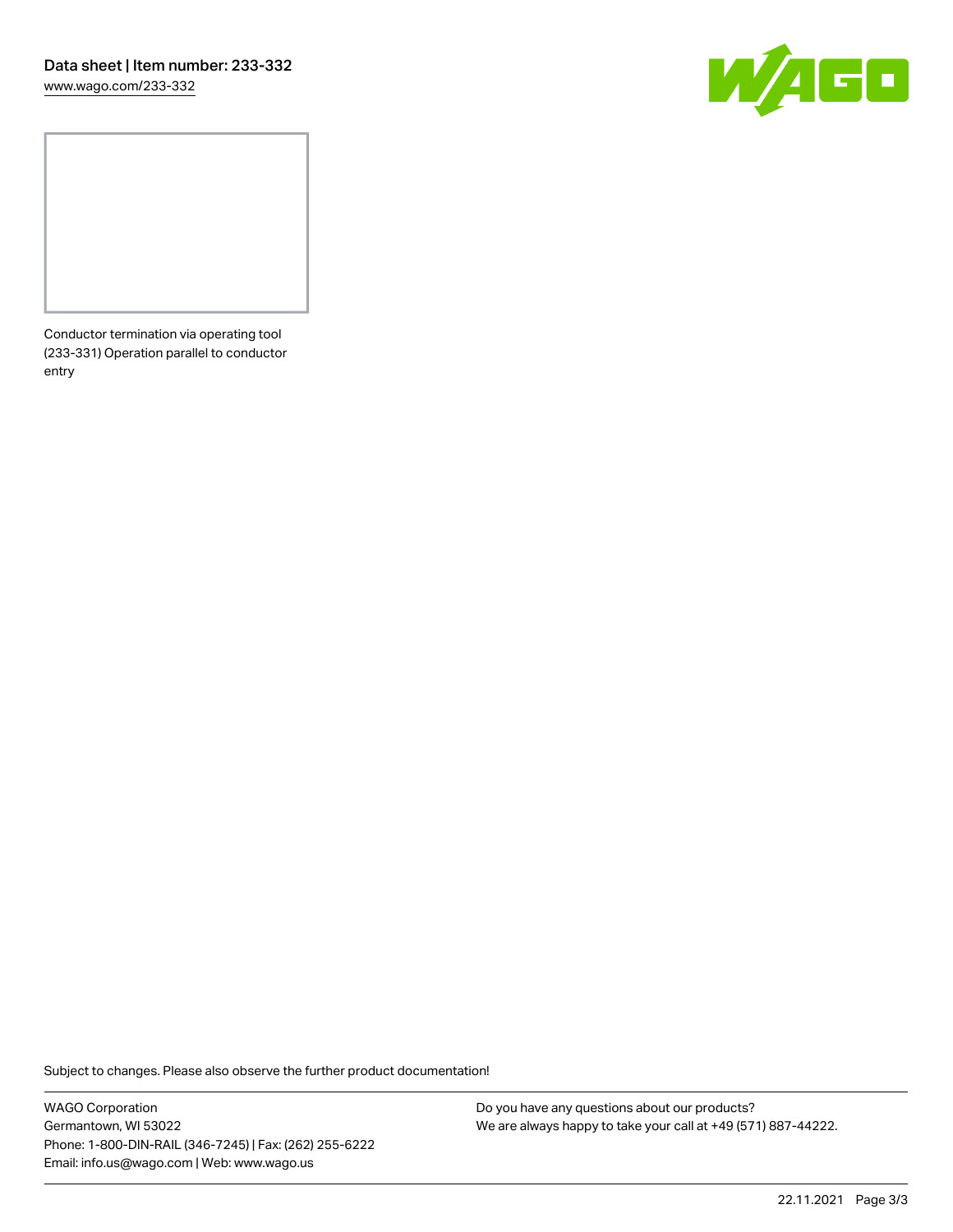Conductor termination via operating tool (233-331) Operation parallel to conductor entry

Subject to changes. Please also observe the further product documentation!

WAGO Corporation
Germantown, WI 53022
Phone: 1-800-DIN-RAIL (346-7245) | Fax: (262) 255-6222
Email: info.us@wago.com | Web: www.wago.us

Do you have any questions about our products?
We are always happy to take your call at +49 (571) 887-44222.